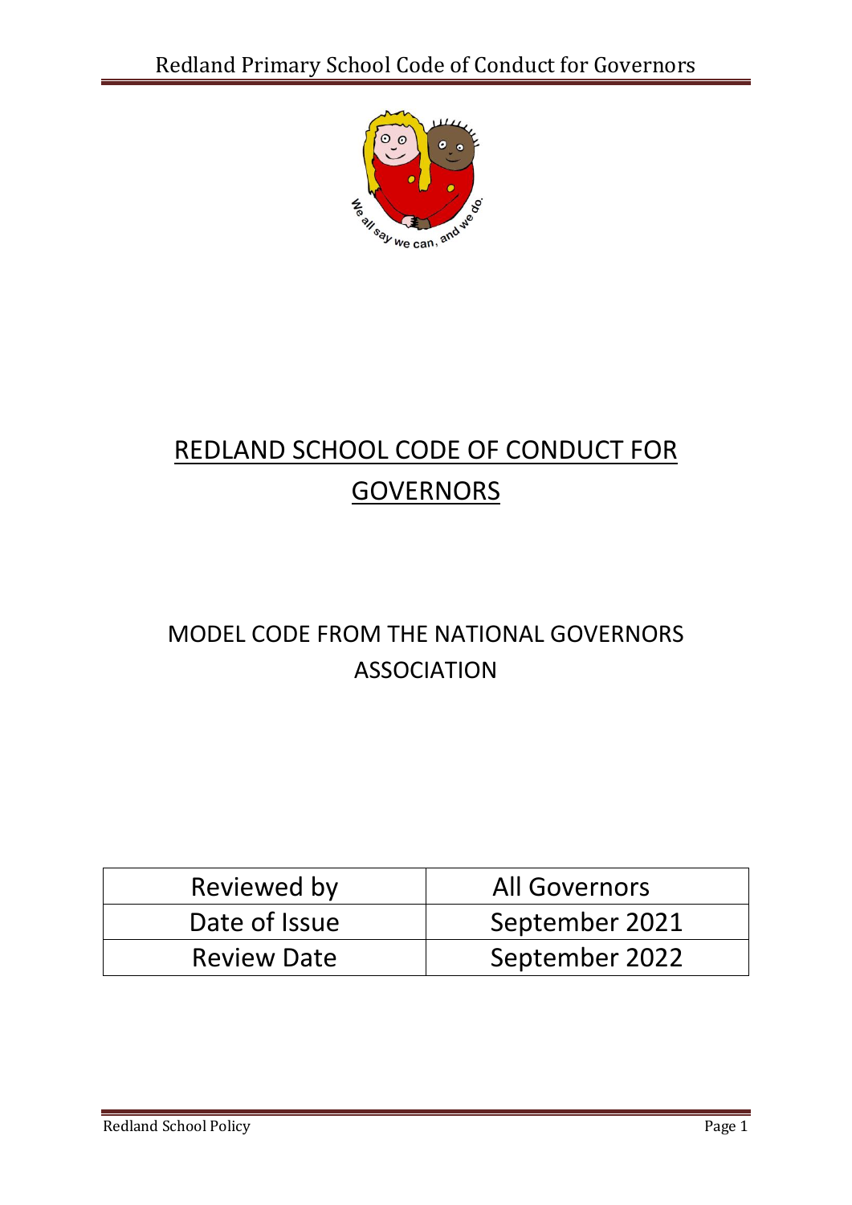# REDLAND SCHOOL CODE OF CONDUCT FOR GOVERNORS

## MODEL CODE FROM THE NATIONAL GOVERNORS ASSOCIATION

| Reviewed by | All Governors |
| --- | --- |
| Date of Issue | September 2021 |
| Review Date | September 2022 |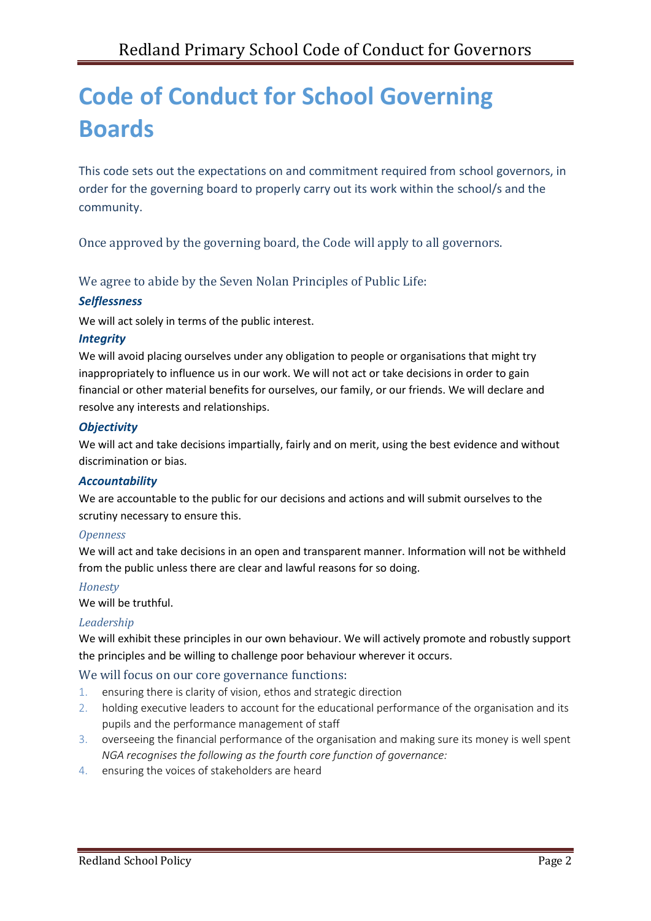# Code of Conduct for School Governing Boards

This code sets out the expectations on and commitment required from school governors, in order for the governing board to properly carry out its work within the school/s and the community.

Once approved by the governing board, the Code will apply to all governors.

### We agree to abide by the Seven Nolan Principles of Public Life:

#### *Selflessness*

We will act solely in terms of the public interest.

#### *Integrity*

We will avoid placing ourselves under any obligation to people or organisations that might try inappropriately to influence us in our work. We will not act or take decisions in order to gain financial or other material benefits for ourselves, our family, or our friends. We will declare and resolve any interests and relationships.

#### *Objectivity*

We will act and take decisions impartially, fairly and on merit, using the best evidence and without discrimination or bias.

#### *Accountability*

We are accountable to the public for our decisions and actions and will submit ourselves to the scrutiny necessary to ensure this.

#### *Openness*

We will act and take decisions in an open and transparent manner. Information will not be withheld from the public unless there are clear and lawful reasons for so doing.

#### *Honesty*

We will be truthful.

#### *Leadership*

We will exhibit these principles in our own behaviour. We will actively promote and robustly support the principles and be willing to challenge poor behaviour wherever it occurs.

### We will focus on our core governance functions:

1. ensuring there is clarity of vision, ethos and strategic direction
2. holding executive leaders to account for the educational performance of the organisation and its pupils and the performance management of staff
3. overseeing the financial performance of the organisation and making sure its money is well spent

*NGA recognises the following as the fourth core function of governance:*

4. ensuring the voices of stakeholders are heard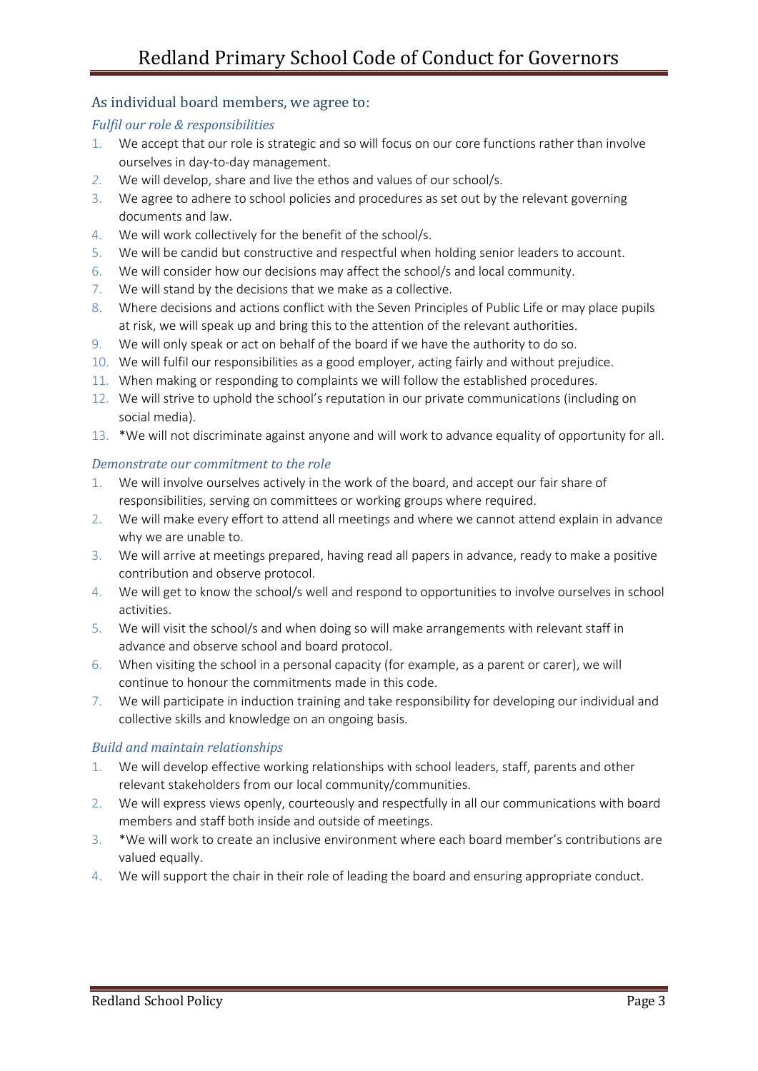# Redland Primary School Code of Conduct for Governors

## As individual board members, we agree to:

### *Fulfil our role & responsibilities*

1. We accept that our role is strategic and so will focus on our core functions rather than involve ourselves in day-to-day management.
2. We will develop, share and live the ethos and values of our school/s.
3. We agree to adhere to school policies and procedures as set out by the relevant governing documents and law.
4. We will work collectively for the benefit of the school/s.
5. We will be candid but constructive and respectful when holding senior leaders to account.
6. We will consider how our decisions may affect the school/s and local community.
7. We will stand by the decisions that we make as a collective.
8. Where decisions and actions conflict with the Seven Principles of Public Life or may place pupils at risk, we will speak up and bring this to the attention of the relevant authorities.
9. We will only speak or act on behalf of the board if we have the authority to do so.
10. We will fulfil our responsibilities as a good employer, acting fairly and without prejudice.
11. When making or responding to complaints we will follow the established procedures.
12. We will strive to uphold the school's reputation in our private communications (including on social media).
13. *We will not discriminate against anyone and will work to advance equality of opportunity for all.

### *Demonstrate our commitment to the role*

1. We will involve ourselves actively in the work of the board, and accept our fair share of responsibilities, serving on committees or working groups where required.
2. We will make every effort to attend all meetings and where we cannot attend explain in advance why we are unable to.
3. We will arrive at meetings prepared, having read all papers in advance, ready to make a positive contribution and observe protocol.
4. We will get to know the school/s well and respond to opportunities to involve ourselves in school activities.
5. We will visit the school/s and when doing so will make arrangements with relevant staff in advance and observe school and board protocol.
6. When visiting the school in a personal capacity (for example, as a parent or carer), we will continue to honour the commitments made in this code.
7. We will participate in induction training and take responsibility for developing our individual and collective skills and knowledge on an ongoing basis.

### *Build and maintain relationships*

1. We will develop effective working relationships with school leaders, staff, parents and other relevant stakeholders from our local community/communities.
2. We will express views openly, courteously and respectfully in all our communications with board members and staff both inside and outside of meetings.
3. *We will work to create an inclusive environment where each board member's contributions are valued equally.
4. We will support the chair in their role of leading the board and ensuring appropriate conduct.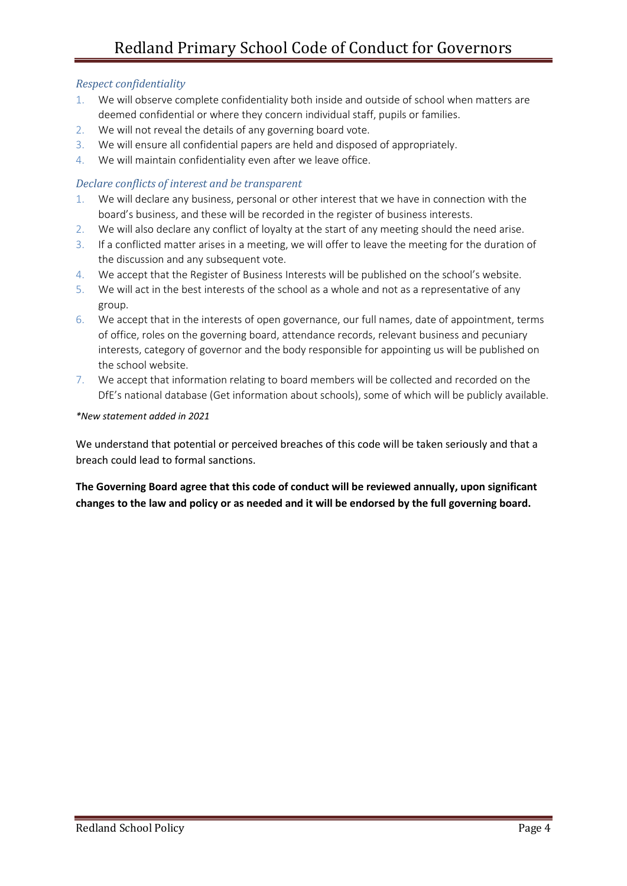### *Respect confidentiality*

1. We will observe complete confidentiality both inside and outside of school when matters are deemed confidential or where they concern individual staff, pupils or families.
2. We will not reveal the details of any governing board vote.
3. We will ensure all confidential papers are held and disposed of appropriately.
4. We will maintain confidentiality even after we leave office.

### *Declare conflicts of interest and be transparent*

1. We will declare any business, personal or other interest that we have in connection with the board's business, and these will be recorded in the register of business interests.
2. We will also declare any conflict of loyalty at the start of any meeting should the need arise.
3. If a conflicted matter arises in a meeting, we will offer to leave the meeting for the duration of the discussion and any subsequent vote.
4. We accept that the Register of Business Interests will be published on the school's website.
5. We will act in the best interests of the school as a whole and not as a representative of any group.
6. We accept that in the interests of open governance, our full names, date of appointment, terms of office, roles on the governing board, attendance records, relevant business and pecuniary interests, category of governor and the body responsible for appointing us will be published on the school website.
7. We accept that information relating to board members will be collected and recorded on the DfE's national database (Get information about schools), some of which will be publicly available.

*\*New statement added in 2021*

We understand that potential or perceived breaches of this code will be taken seriously and that a breach could lead to formal sanctions.

**The Governing Board agree that this code of conduct will be reviewed annually, upon significant changes to the law and policy or as needed and it will be endorsed by the full governing board.**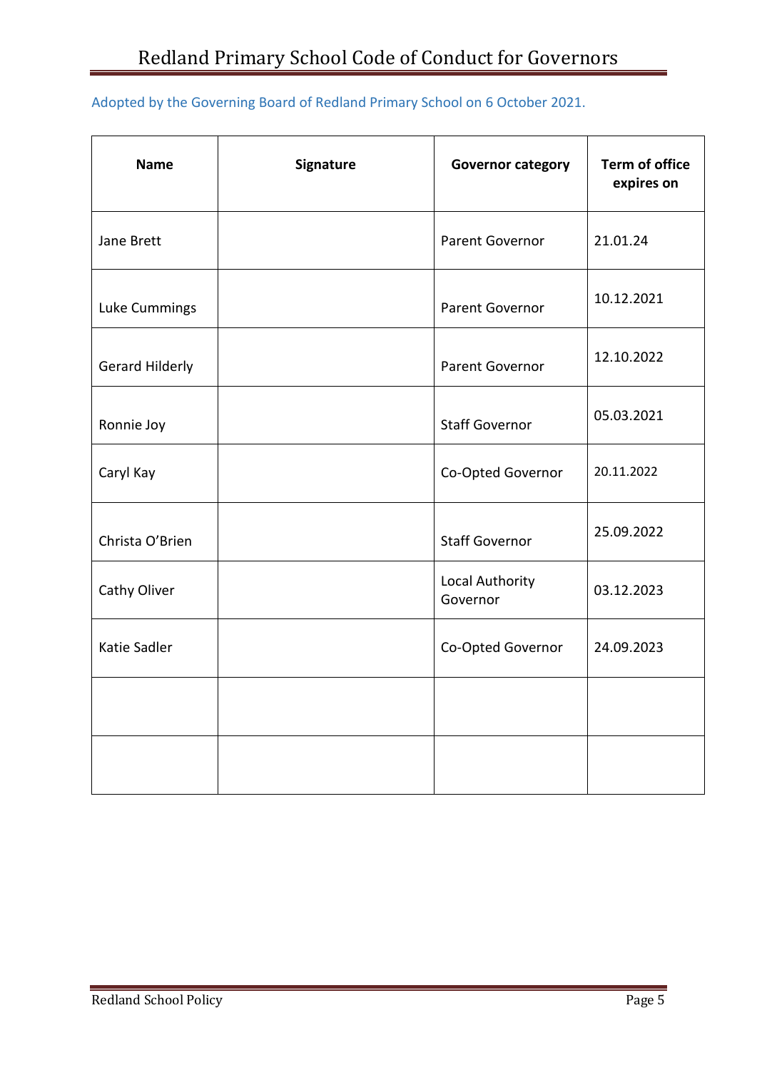Adopted by the Governing Board of Redland Primary School on 6 October 2021.

| Name | Signature | Governor category | Term of office expires on |
| --- | --- | --- | --- |
| Jane Brett | | Parent Governor | 21.01.24 |
| Luke Cummings | | Parent Governor | 10.12.2021 |
| Gerard Hilderly | | Parent Governor | 12.10.2022 |
| Ronnie Joy | | Staff Governor | 05.03.2021 |
| Caryl Kay | | Co-Opted Governor | 20.11.2022 |
| Christa O'Brien | | Staff Governor | 25.09.2022 |
| Cathy Oliver | | Local Authority Governor | 03.12.2023 |
| Katie Sadler | | Co-Opted Governor | 24.09.2023 |
| | | | |
| | | | |